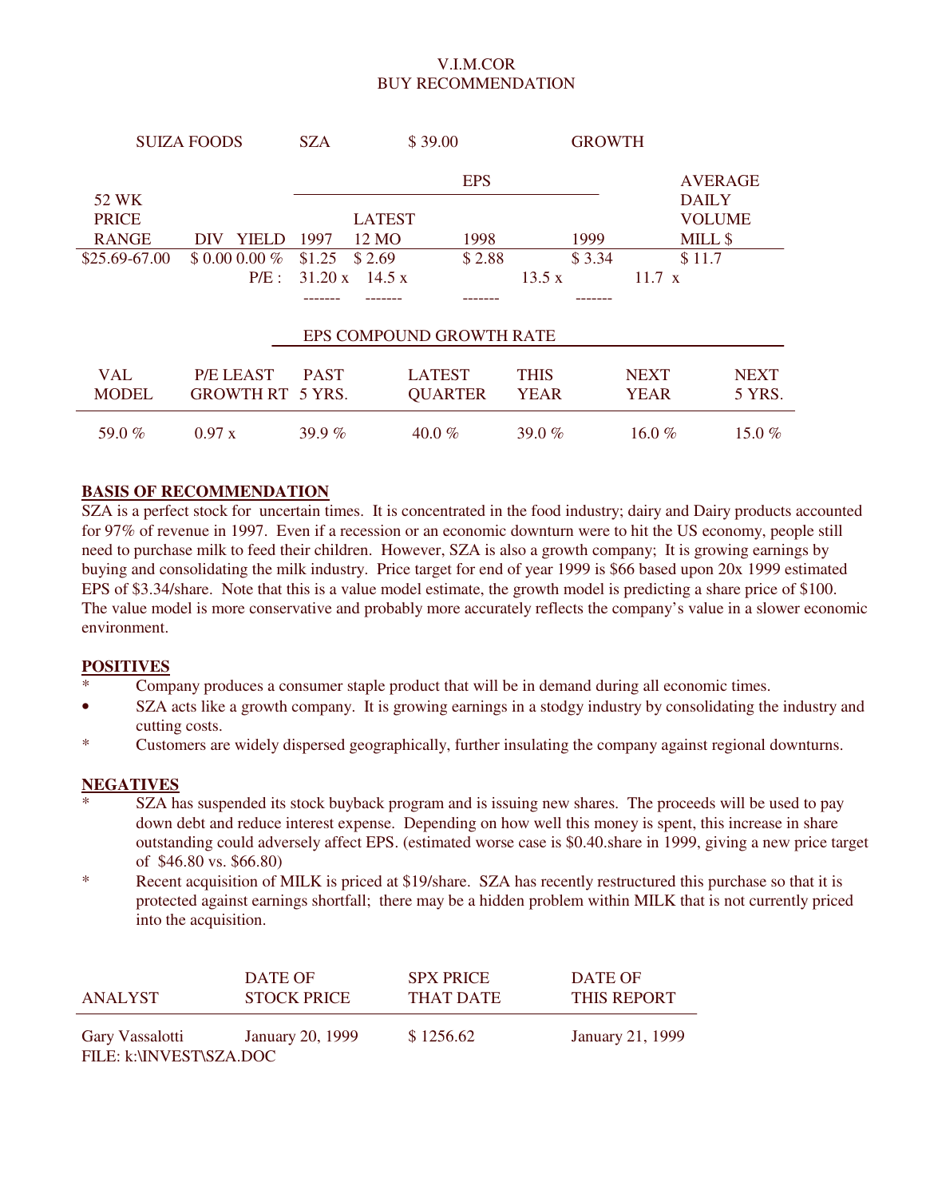# V.I.M.COR
## BUY RECOMMENDATION

| SUIZA FOODS | SZA | $ 39.00 | GROWTH |
|---|---|---|---|

| 52 WK PRICE RANGE | DIV YIELD | EPS 1997 | EPS LATEST 12 MO | EPS 1998 | EPS 1999 | AVERAGE DAILY VOLUME MILL $ |
|---|---|---|---|---|---|---|
| $25.69-67.00 | $ 0.00 0.00 % | $1.25 | $ 2.69 | $ 2.88 | $ 3.34 | $ 11.7 |
| | P/E : | 31.20 x | 14.5 x | 13.5 x | 11.7 x | |

| VAL MODEL | P/E LEAST GROWTH RT | EPS COMPOUND GROWTH RATE PAST 5 YRS. | LATEST QUARTER | THIS YEAR | NEXT YEAR | NEXT 5 YRS. |
|---|---|---|---|---|---|---|
| 59.0 % | 0.97 x | 39.9 % | 40.0 % | 39.0 % | 16.0 % | 15.0 % |

**BASIS OF RECOMMENDATION**

SZA is a perfect stock for uncertain times. It is concentrated in the food industry; dairy and Dairy products accounted for 97% of revenue in 1997. Even if a recession or an economic downturn were to hit the US economy, people still need to purchase milk to feed their children. However, SZA is also a growth company; It is growing earnings by buying and consolidating the milk industry. Price target for end of year 1999 is $66 based upon 20x 1999 estimated EPS of $3.34/share. Note that this is a value model estimate, the growth model is predicting a share price of $100. The value model is more conservative and probably more accurately reflects the company's value in a slower economic environment.

**POSITIVES**

* Company produces a consumer staple product that will be in demand during all economic times.
* SZA acts like a growth company. It is growing earnings in a stodgy industry by consolidating the industry and cutting costs.
* Customers are widely dispersed geographically, further insulating the company against regional downturns.

**NEGATIVES**

* SZA has suspended its stock buyback program and is issuing new shares. The proceeds will be used to pay down debt and reduce interest expense. Depending on how well this money is spent, this increase in share outstanding could adversely affect EPS. (estimated worse case is $0.40.share in 1999, giving a new price target of $46.80 vs. $66.80)
* Recent acquisition of MILK is priced at $19/share. SZA has recently restructured this purchase so that it is protected against earnings shortfall; there may be a hidden problem within MILK that is not currently priced into the acquisition.

| ANALYST | DATE OF STOCK PRICE | SPX PRICE THAT DATE | DATE OF THIS REPORT |
|---|---|---|---|
| Gary Vassalotti | January 20, 1999 | $ 1256.62 | January 21, 1999 |

FILE: k:\INVEST\SZA.DOC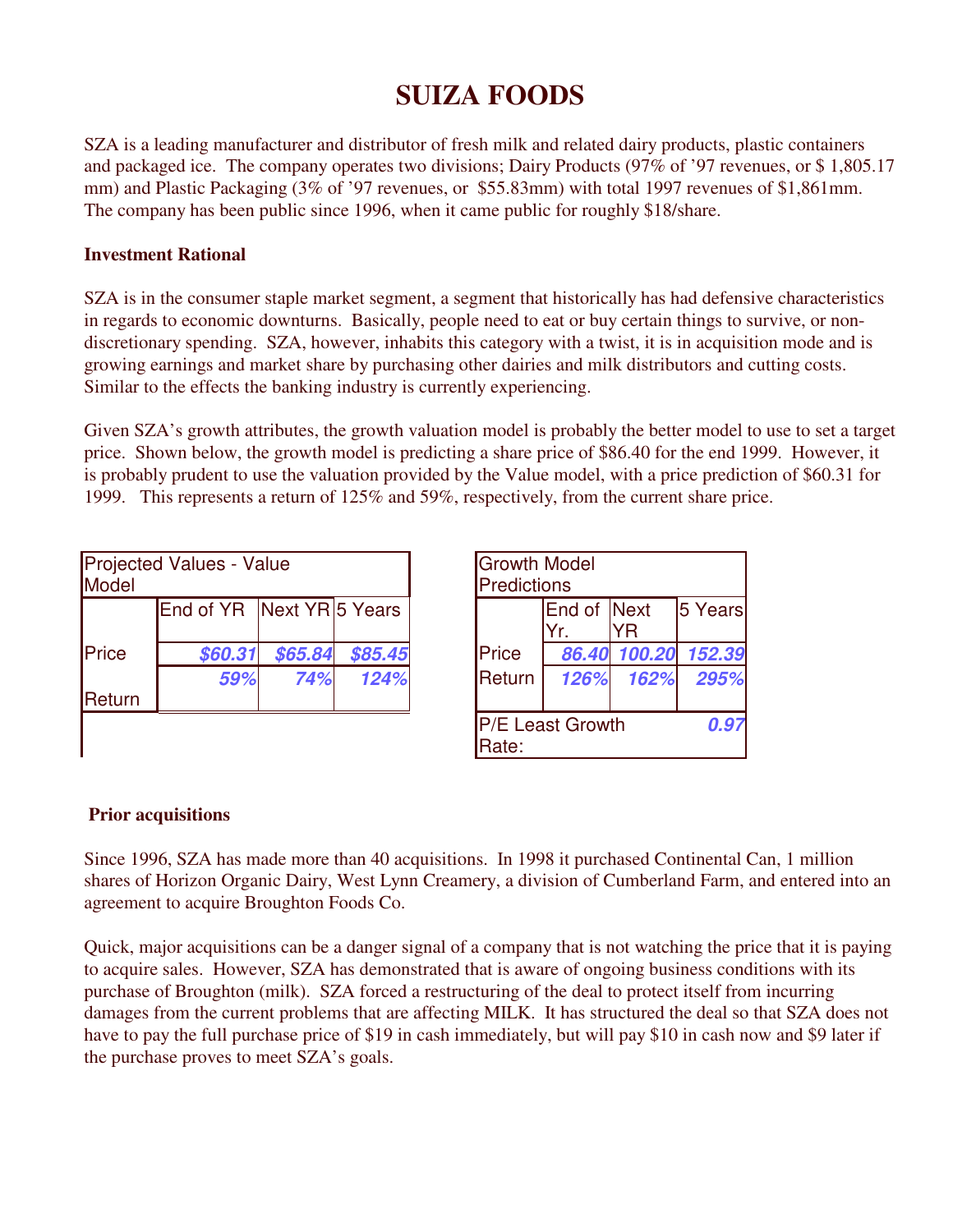# SUIZA FOODS

SZA is a leading manufacturer and distributor of fresh milk and related dairy products, plastic containers and packaged ice. The company operates two divisions; Dairy Products (97% of '97 revenues, or $ 1,805.17 mm) and Plastic Packaging (3% of '97 revenues, or $55.83mm) with total 1997 revenues of $1,861mm. The company has been public since 1996, when it came public for roughly $18/share.

**Investment Rational**

SZA is in the consumer staple market segment, a segment that historically has had defensive characteristics in regards to economic downturns. Basically, people need to eat or buy certain things to survive, or non-discretionary spending. SZA, however, inhabits this category with a twist, it is in acquisition mode and is growing earnings and market share by purchasing other dairies and milk distributors and cutting costs. Similar to the effects the banking industry is currently experiencing.

Given SZA's growth attributes, the growth valuation model is probably the better model to use to set a target price. Shown below, the growth model is predicting a share price of $86.40 for the end 1999. However, it is probably prudent to use the valuation provided by the Value model, with a price prediction of $60.31 for 1999. This represents a return of 125% and 59%, respectively, from the current share price.

| Projected Values - Value Model | | | |
|---|---|---|---|
| | End of YR | Next YR | 5 Years |
| Price | $60.31 | $65.84 | $85.45 |
| Return | 59% | 74% | 124% |

| Growth Model Predictions | | | |
|---|---|---|---|
| | End of Yr. | Next YR | 5 Years |
| Price | 86.40 | 100.20 | 152.39 |
| Return | 126% | 162% | 295% |
| P/E Least Growth Rate: | | | 0.97 |

**Prior acquisitions**

Since 1996, SZA has made more than 40 acquisitions. In 1998 it purchased Continental Can, 1 million shares of Horizon Organic Dairy, West Lynn Creamery, a division of Cumberland Farm, and entered into an agreement to acquire Broughton Foods Co.

Quick, major acquisitions can be a danger signal of a company that is not watching the price that it is paying to acquire sales. However, SZA has demonstrated that is aware of ongoing business conditions with its purchase of Broughton (milk). SZA forced a restructuring of the deal to protect itself from incurring damages from the current problems that are affecting MILK. It has structured the deal so that SZA does not have to pay the full purchase price of $19 in cash immediately, but will pay $10 in cash now and $9 later if the purchase proves to meet SZA's goals.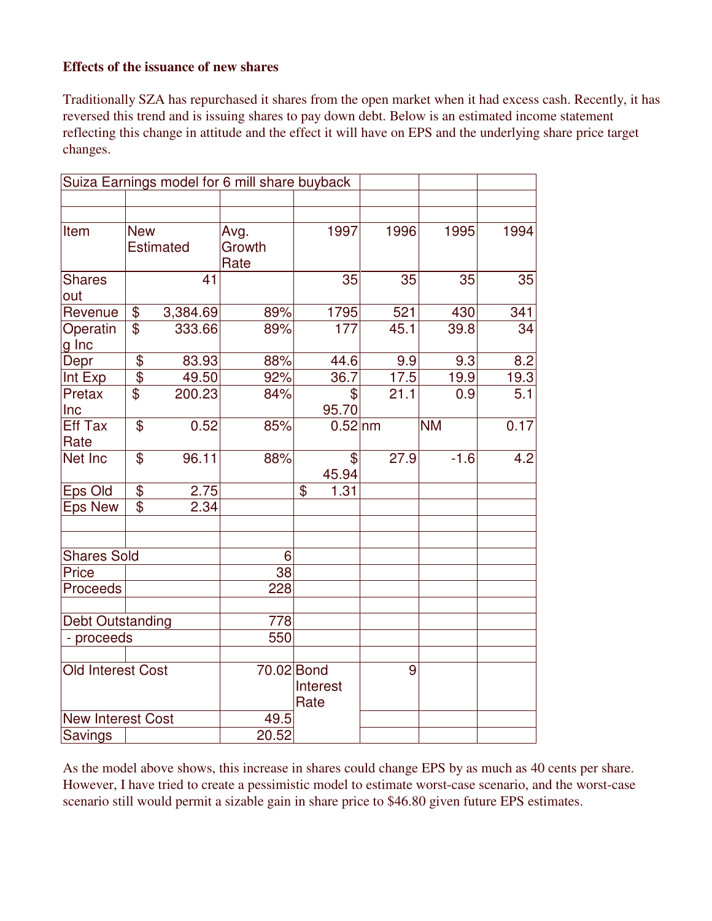**Effects of the issuance of new shares**

Traditionally SZA has repurchased it shares from the open market when it had excess cash. Recently, it has reversed this trend and is issuing shares to pay down debt. Below is an estimated income statement reflecting this change in attitude and the effect it will have on EPS and the underlying share price target changes.

| Suiza Earnings model for 6 mill share buyback | | | | | | |
|---|---|---|---|---|---|---|
| | | | | | | |
| | | | | | | |
| Item | New Estimated | Avg. Growth Rate | 1997 | 1996 | 1995 | 1994 |
| Shares out | 41 | | 35 | 35 | 35 | 35 |
| Revenue | $ 3,384.69 | 89% | 1795 | 521 | 430 | 341 |
| Operating Inc | $ 333.66 | 89% | 177 | 45.1 | 39.8 | 34 |
| Depr | $ 83.93 | 88% | 44.6 | 9.9 | 9.3 | 8.2 |
| Int Exp | $ 49.50 | 92% | 36.7 | 17.5 | 19.9 | 19.3 |
| Pretax Inc | $ 200.23 | 84% | $ 95.70 | 21.1 | 0.9 | 5.1 |
| Eff Tax Rate | $ 0.52 | 85% | 0.52 | nm | NM | 0.17 |
| Net Inc | $ 96.11 | 88% | $ 45.94 | 27.9 | -1.6 | 4.2 |
| Eps Old | $ 2.75 | | $ 1.31 | | | |
| Eps New | $ 2.34 | | | | | |
| | | | | | | |
| | | | | | | |
| Shares Sold | | 6 | | | | |
| Price | | 38 | | | | |
| Proceeds | | 228 | | | | |
| | | | | | | |
| Debt Outstanding | | 778 | | | | |
| - proceeds | | 550 | | | | |
| | | | | | | |
| Old Interest Cost | | 70.02 | Bond Interest Rate | 9 | | |
| New Interest Cost | | 49.5 | | | | |
| Savings | | 20.52 | | | | |

As the model above shows, this increase in shares could change EPS by as much as 40 cents per share. However, I have tried to create a pessimistic model to estimate worst-case scenario, and the worst-case scenario still would permit a sizable gain in share price to $46.80 given future EPS estimates.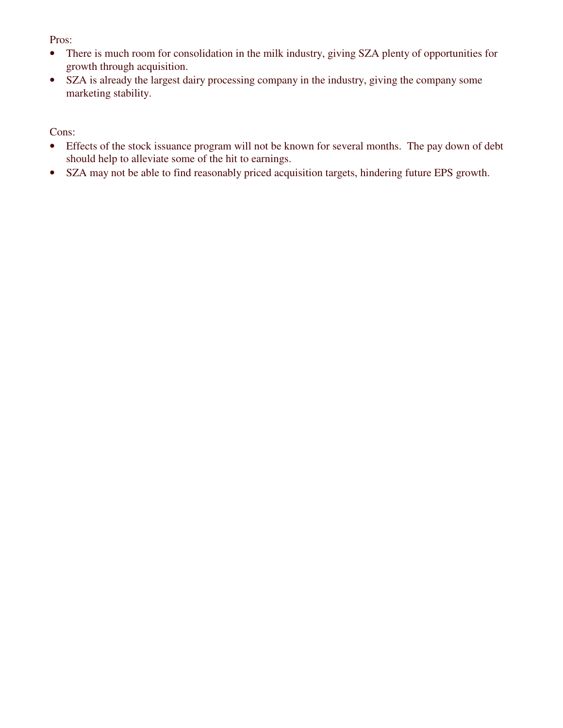Pros:

- There is much room for consolidation in the milk industry, giving SZA plenty of opportunities for growth through acquisition.
- SZA is already the largest dairy processing company in the industry, giving the company some marketing stability.

Cons:

- Effects of the stock issuance program will not be known for several months. The pay down of debt should help to alleviate some of the hit to earnings.
- SZA may not be able to find reasonably priced acquisition targets, hindering future EPS growth.